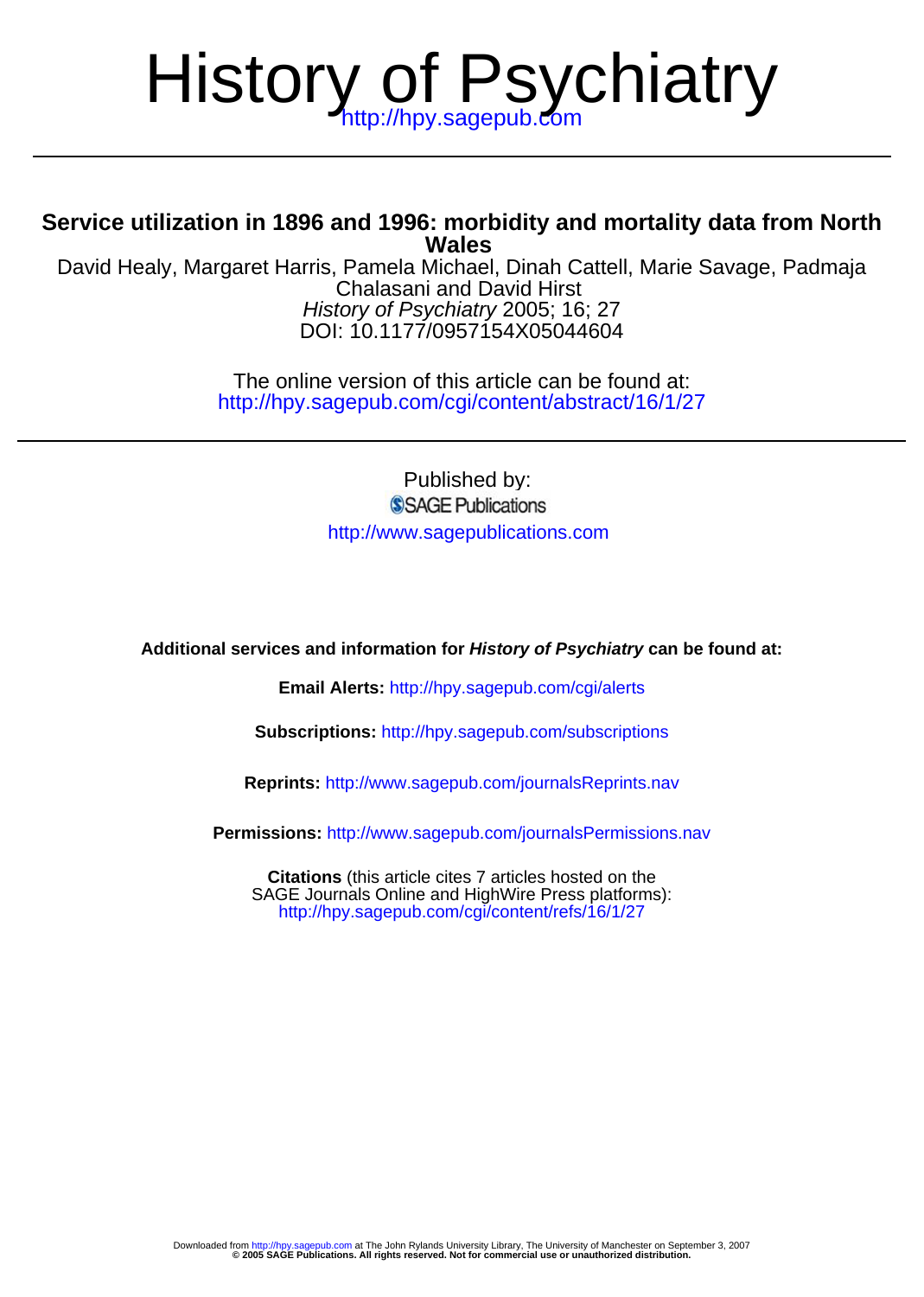# History of Psychiatry

http://hpy.sagepub.com

## Service utilization in 1896 and 1996: morbidity and mortality data from North Wales

David Healy, Margaret Harris, Pamela Michael, Dinah Cattell, Marie Savage, Padmaja Chalasani and David Hirst

*History of Psychiatry* 2005; 16; 27

DOI: 10.1177/0957154X05044604

The online version of this article can be found at:
http://hpy.sagepub.com/cgi/content/abstract/16/1/27

Published by:

SAGE Publications

http://www.sagepublications.com

**Additional services and information for *History of Psychiatry* can be found at:**

**Email Alerts:** http://hpy.sagepub.com/cgi/alerts

**Subscriptions:** http://hpy.sagepub.com/subscriptions

**Reprints:** http://www.sagepub.com/journalsReprints.nav

**Permissions:** http://www.sagepub.com/journalsPermissions.nav

**Citations** (this article cites 7 articles hosted on the SAGE Journals Online and HighWire Press platforms):
http://hpy.sagepub.com/cgi/content/refs/16/1/27

Downloaded from http://hpy.sagepub.com at The John Rylands University Library, The University of Manchester on September 3, 2007
**© 2005 SAGE Publications. All rights reserved. Not for commercial use or unauthorized distribution.**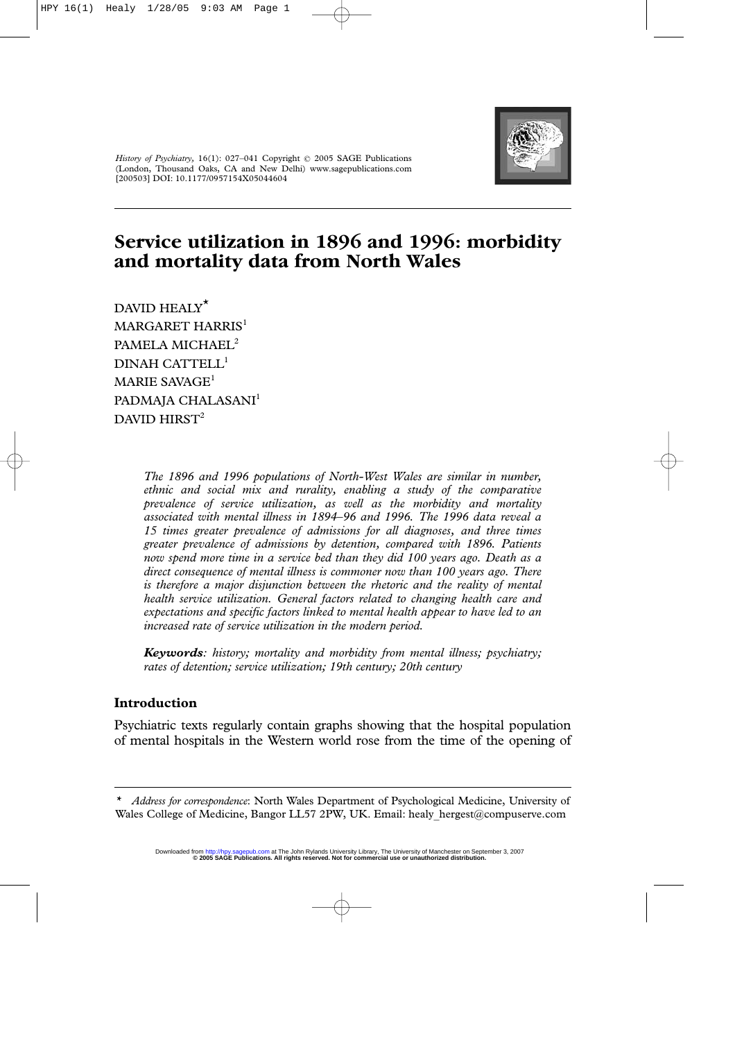# Service utilization in 1896 and 1996: morbidity and mortality data from North Wales

DAVID HEALY*
MARGARET HARRIS[1]
PAMELA MICHAEL[2]
DINAH CATTELL[1]
MARIE SAVAGE[1]
PADMAJA CHALASANI[1]
DAVID HIRST[2]

*The 1896 and 1996 populations of North-West Wales are similar in number, ethnic and social mix and rurality, enabling a study of the comparative prevalence of service utilization, as well as the morbidity and mortality associated with mental illness in 1894–96 and 1996. The 1996 data reveal a 15 times greater prevalence of admissions for all diagnoses, and three times greater prevalence of admissions by detention, compared with 1896. Patients now spend more time in a service bed than they did 100 years ago. Death as a direct consequence of mental illness is commoner now than 100 years ago. There is therefore a major disjunction between the rhetoric and the reality of mental health service utilization. General factors related to changing health care and expectations and specific factors linked to mental health appear to have led to an increased rate of service utilization in the modern period.*

***Keywords**: history; mortality and morbidity from mental illness; psychiatry; rates of detention; service utilization; 19th century; 20th century*

## Introduction

Psychiatric texts regularly contain graphs showing that the hospital population of mental hospitals in the Western world rose from the time of the opening of

\* *Address for correspondence*: North Wales Department of Psychological Medicine, University of Wales College of Medicine, Bangor LL57 2PW, UK. Email: healy_hergest@compuserve.com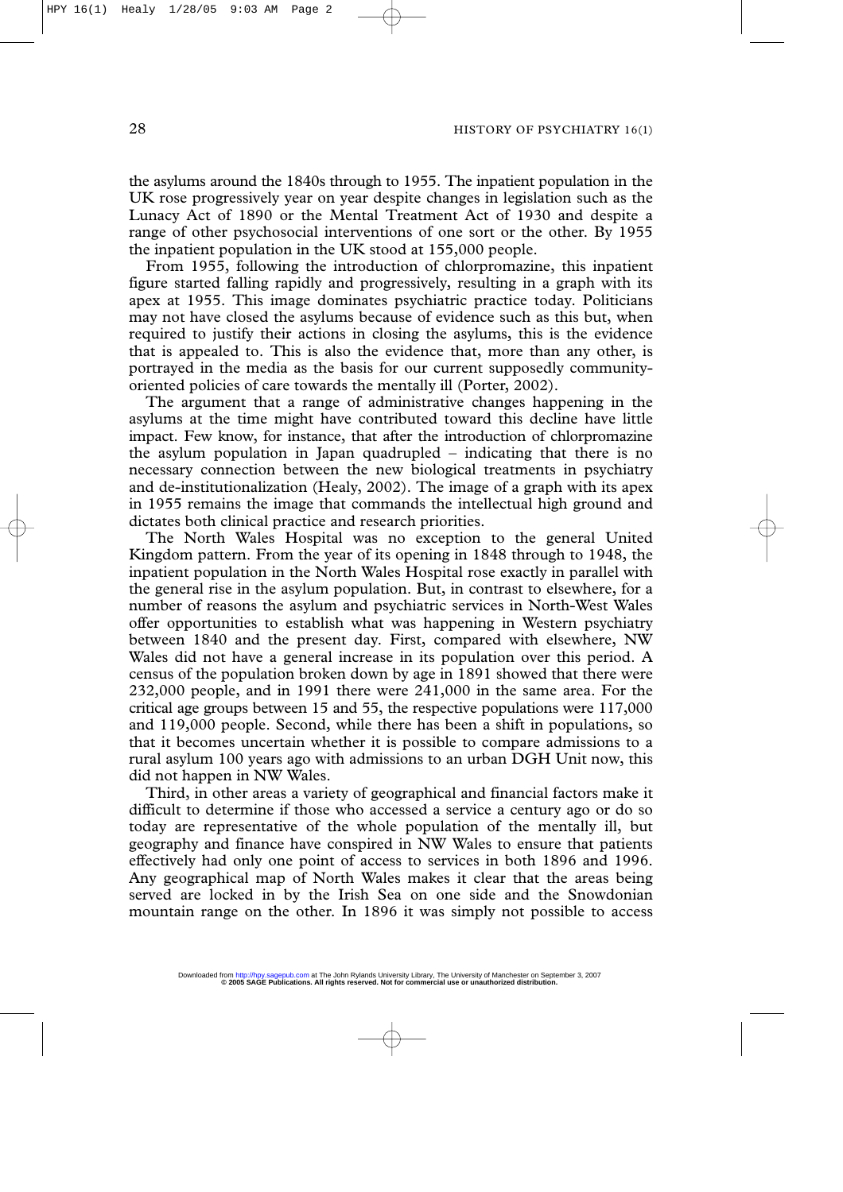the asylums around the 1840s through to 1955. The inpatient population in the UK rose progressively year on year despite changes in legislation such as the Lunacy Act of 1890 or the Mental Treatment Act of 1930 and despite a range of other psychosocial interventions of one sort or the other. By 1955 the inpatient population in the UK stood at 155,000 people.

From 1955, following the introduction of chlorpromazine, this inpatient figure started falling rapidly and progressively, resulting in a graph with its apex at 1955. This image dominates psychiatric practice today. Politicians may not have closed the asylums because of evidence such as this but, when required to justify their actions in closing the asylums, this is the evidence that is appealed to. This is also the evidence that, more than any other, is portrayed in the media as the basis for our current supposedly community-oriented policies of care towards the mentally ill (Porter, 2002).

The argument that a range of administrative changes happening in the asylums at the time might have contributed toward this decline have little impact. Few know, for instance, that after the introduction of chlorpromazine the asylum population in Japan quadrupled – indicating that there is no necessary connection between the new biological treatments in psychiatry and de-institutionalization (Healy, 2002). The image of a graph with its apex in 1955 remains the image that commands the intellectual high ground and dictates both clinical practice and research priorities.

The North Wales Hospital was no exception to the general United Kingdom pattern. From the year of its opening in 1848 through to 1948, the inpatient population in the North Wales Hospital rose exactly in parallel with the general rise in the asylum population. But, in contrast to elsewhere, for a number of reasons the asylum and psychiatric services in North-West Wales offer opportunities to establish what was happening in Western psychiatry between 1840 and the present day. First, compared with elsewhere, NW Wales did not have a general increase in its population over this period. A census of the population broken down by age in 1891 showed that there were 232,000 people, and in 1991 there were 241,000 in the same area. For the critical age groups between 15 and 55, the respective populations were 117,000 and 119,000 people. Second, while there has been a shift in populations, so that it becomes uncertain whether it is possible to compare admissions to a rural asylum 100 years ago with admissions to an urban DGH Unit now, this did not happen in NW Wales.

Third, in other areas a variety of geographical and financial factors make it difficult to determine if those who accessed a service a century ago or do so today are representative of the whole population of the mentally ill, but geography and finance have conspired in NW Wales to ensure that patients effectively had only one point of access to services in both 1896 and 1996. Any geographical map of North Wales makes it clear that the areas being served are locked in by the Irish Sea on one side and the Snowdonian mountain range on the other. In 1896 it was simply not possible to access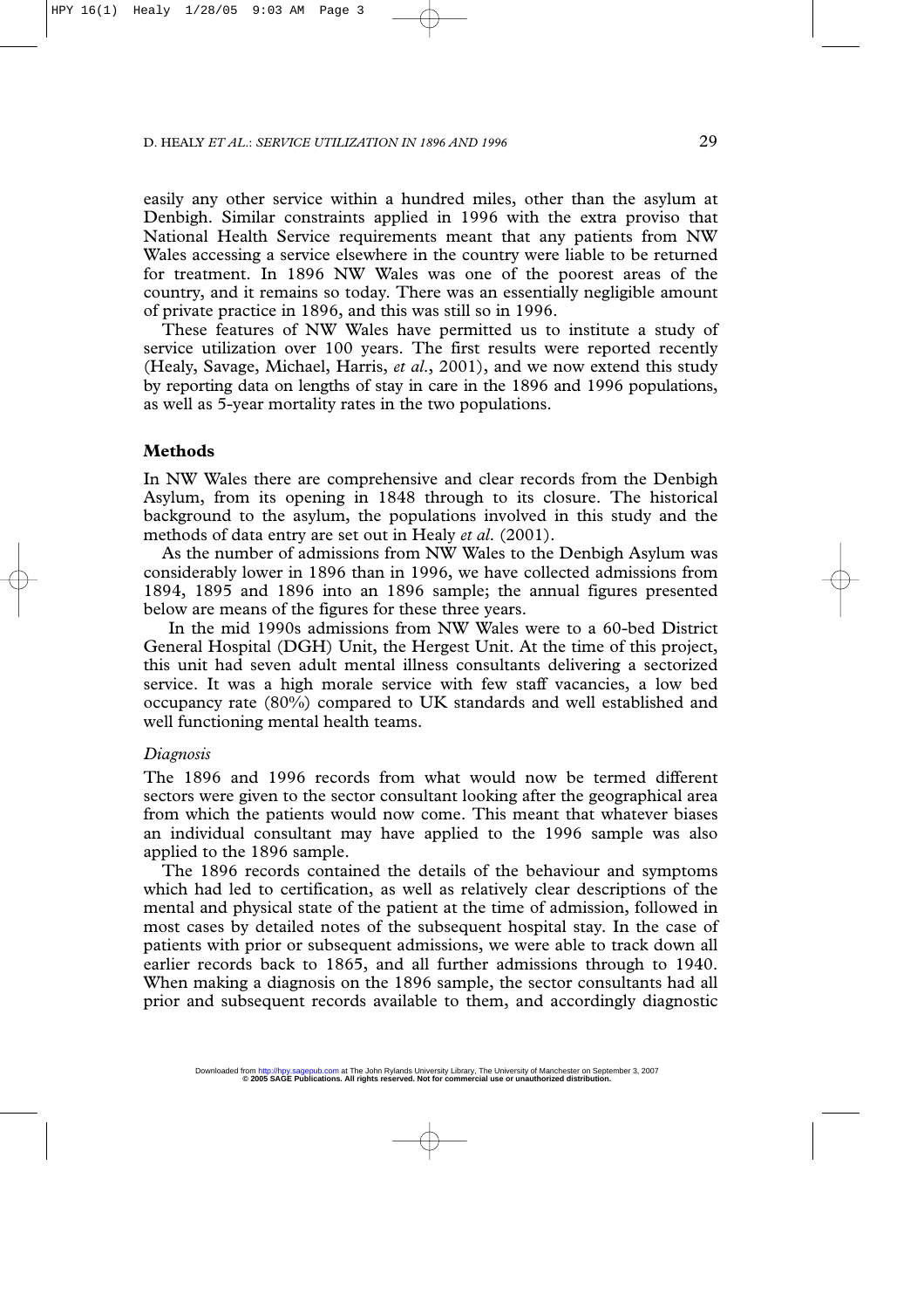easily any other service within a hundred miles, other than the asylum at Denbigh. Similar constraints applied in 1996 with the extra proviso that National Health Service requirements meant that any patients from NW Wales accessing a service elsewhere in the country were liable to be returned for treatment. In 1896 NW Wales was one of the poorest areas of the country, and it remains so today. There was an essentially negligible amount of private practice in 1896, and this was still so in 1996.

These features of NW Wales have permitted us to institute a study of service utilization over 100 years. The first results were reported recently (Healy, Savage, Michael, Harris, *et al.*, 2001), and we now extend this study by reporting data on lengths of stay in care in the 1896 and 1996 populations, as well as 5-year mortality rates in the two populations.

## Methods

In NW Wales there are comprehensive and clear records from the Denbigh Asylum, from its opening in 1848 through to its closure. The historical background to the asylum, the populations involved in this study and the methods of data entry are set out in Healy *et al.* (2001).

As the number of admissions from NW Wales to the Denbigh Asylum was considerably lower in 1896 than in 1996, we have collected admissions from 1894, 1895 and 1896 into an 1896 sample; the annual figures presented below are means of the figures for these three years.

In the mid 1990s admissions from NW Wales were to a 60-bed District General Hospital (DGH) Unit, the Hergest Unit. At the time of this project, this unit had seven adult mental illness consultants delivering a sectorized service. It was a high morale service with few staff vacancies, a low bed occupancy rate (80%) compared to UK standards and well established and well functioning mental health teams.

### *Diagnosis*

The 1896 and 1996 records from what would now be termed different sectors were given to the sector consultant looking after the geographical area from which the patients would now come. This meant that whatever biases an individual consultant may have applied to the 1996 sample was also applied to the 1896 sample.

The 1896 records contained the details of the behaviour and symptoms which had led to certification, as well as relatively clear descriptions of the mental and physical state of the patient at the time of admission, followed in most cases by detailed notes of the subsequent hospital stay. In the case of patients with prior or subsequent admissions, we were able to track down all earlier records back to 1865, and all further admissions through to 1940. When making a diagnosis on the 1896 sample, the sector consultants had all prior and subsequent records available to them, and accordingly diagnostic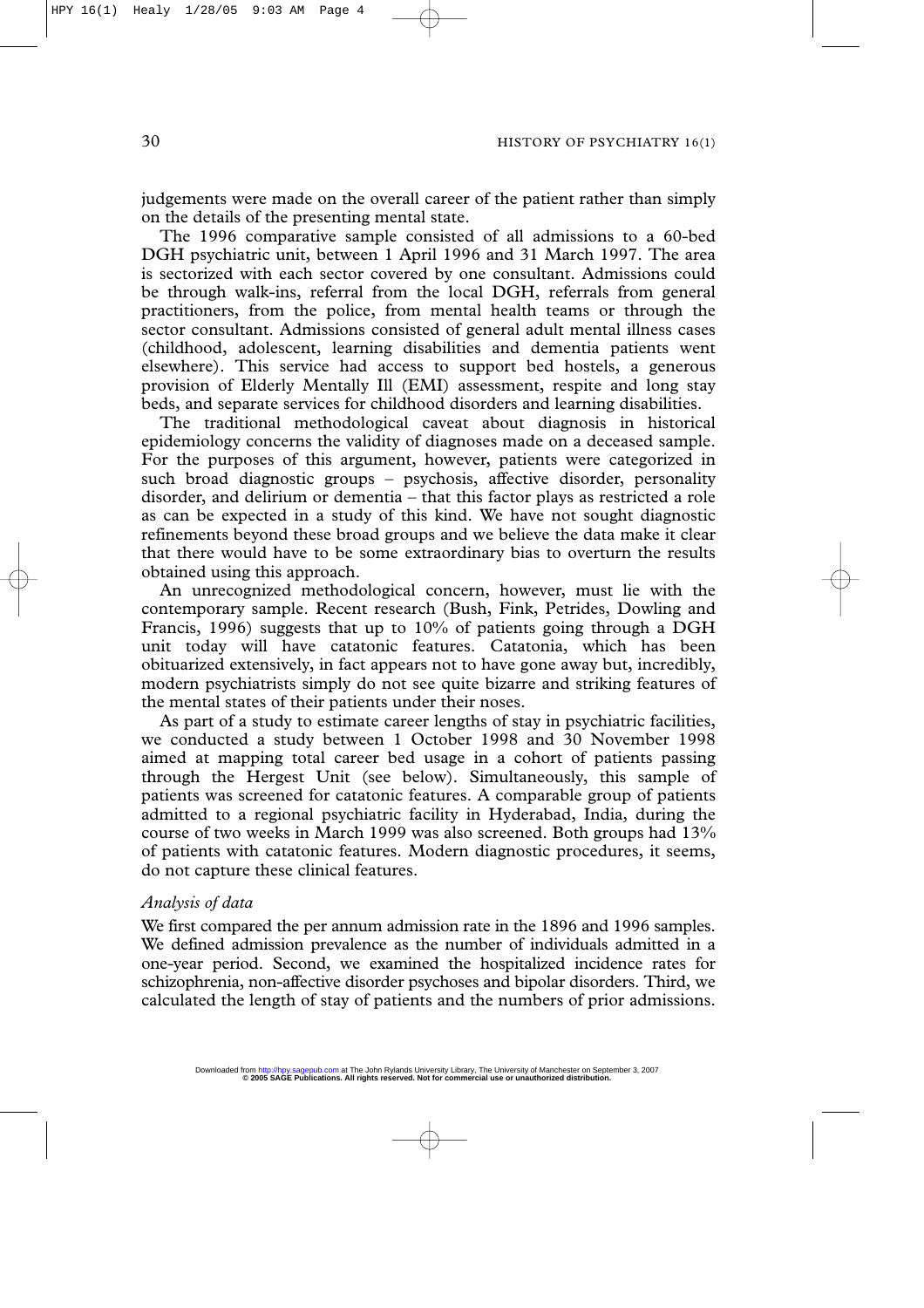judgements were made on the overall career of the patient rather than simply on the details of the presenting mental state.

The 1996 comparative sample consisted of all admissions to a 60-bed DGH psychiatric unit, between 1 April 1996 and 31 March 1997. The area is sectorized with each sector covered by one consultant. Admissions could be through walk-ins, referral from the local DGH, referrals from general practitioners, from the police, from mental health teams or through the sector consultant. Admissions consisted of general adult mental illness cases (childhood, adolescent, learning disabilities and dementia patients went elsewhere). This service had access to support bed hostels, a generous provision of Elderly Mentally Ill (EMI) assessment, respite and long stay beds, and separate services for childhood disorders and learning disabilities.

The traditional methodological caveat about diagnosis in historical epidemiology concerns the validity of diagnoses made on a deceased sample. For the purposes of this argument, however, patients were categorized in such broad diagnostic groups – psychosis, affective disorder, personality disorder, and delirium or dementia – that this factor plays as restricted a role as can be expected in a study of this kind. We have not sought diagnostic refinements beyond these broad groups and we believe the data make it clear that there would have to be some extraordinary bias to overturn the results obtained using this approach.

An unrecognized methodological concern, however, must lie with the contemporary sample. Recent research (Bush, Fink, Petrides, Dowling and Francis, 1996) suggests that up to 10% of patients going through a DGH unit today will have catatonic features. Catatonia, which has been obituarized extensively, in fact appears not to have gone away but, incredibly, modern psychiatrists simply do not see quite bizarre and striking features of the mental states of their patients under their noses.

As part of a study to estimate career lengths of stay in psychiatric facilities, we conducted a study between 1 October 1998 and 30 November 1998 aimed at mapping total career bed usage in a cohort of patients passing through the Hergest Unit (see below). Simultaneously, this sample of patients was screened for catatonic features. A comparable group of patients admitted to a regional psychiatric facility in Hyderabad, India, during the course of two weeks in March 1999 was also screened. Both groups had 13% of patients with catatonic features. Modern diagnostic procedures, it seems, do not capture these clinical features.

*Analysis of data*

We first compared the per annum admission rate in the 1896 and 1996 samples. We defined admission prevalence as the number of individuals admitted in a one-year period. Second, we examined the hospitalized incidence rates for schizophrenia, non-affective disorder psychoses and bipolar disorders. Third, we calculated the length of stay of patients and the numbers of prior admissions.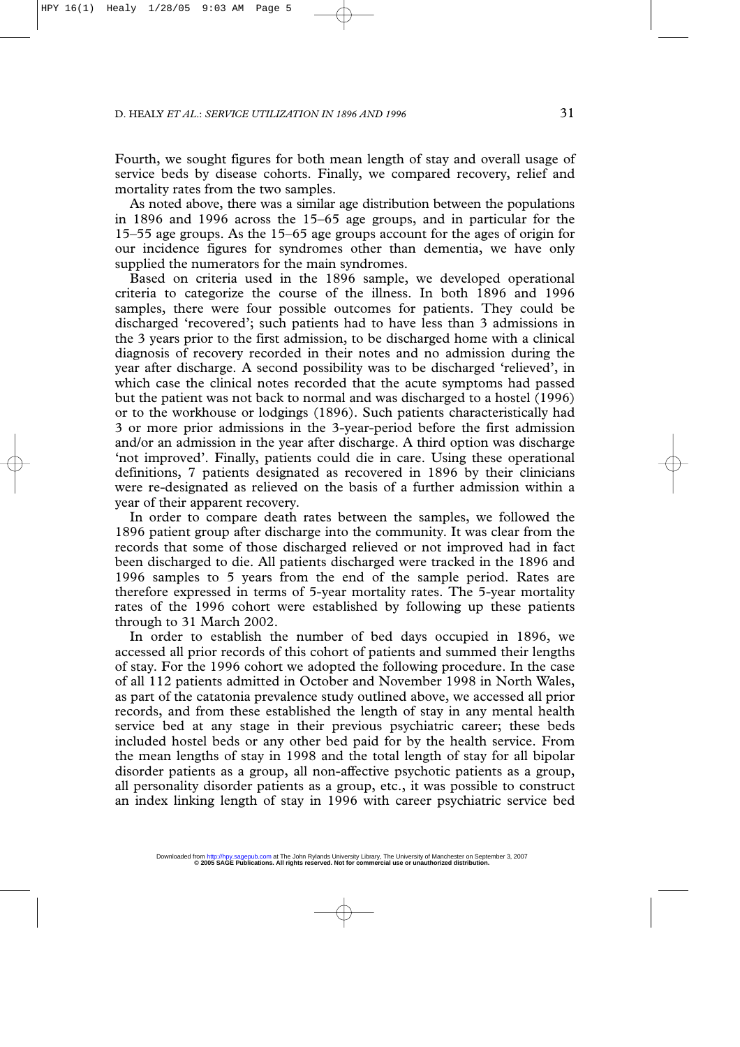Fourth, we sought figures for both mean length of stay and overall usage of service beds by disease cohorts. Finally, we compared recovery, relief and mortality rates from the two samples.

As noted above, there was a similar age distribution between the populations in 1896 and 1996 across the 15–65 age groups, and in particular for the 15–55 age groups. As the 15–65 age groups account for the ages of origin for our incidence figures for syndromes other than dementia, we have only supplied the numerators for the main syndromes.

Based on criteria used in the 1896 sample, we developed operational criteria to categorize the course of the illness. In both 1896 and 1996 samples, there were four possible outcomes for patients. They could be discharged 'recovered'; such patients had to have less than 3 admissions in the 3 years prior to the first admission, to be discharged home with a clinical diagnosis of recovery recorded in their notes and no admission during the year after discharge. A second possibility was to be discharged 'relieved', in which case the clinical notes recorded that the acute symptoms had passed but the patient was not back to normal and was discharged to a hostel (1996) or to the workhouse or lodgings (1896). Such patients characteristically had 3 or more prior admissions in the 3-year-period before the first admission and/or an admission in the year after discharge. A third option was discharge 'not improved'. Finally, patients could die in care. Using these operational definitions, 7 patients designated as recovered in 1896 by their clinicians were re-designated as relieved on the basis of a further admission within a year of their apparent recovery.

In order to compare death rates between the samples, we followed the 1896 patient group after discharge into the community. It was clear from the records that some of those discharged relieved or not improved had in fact been discharged to die. All patients discharged were tracked in the 1896 and 1996 samples to 5 years from the end of the sample period. Rates are therefore expressed in terms of 5-year mortality rates. The 5-year mortality rates of the 1996 cohort were established by following up these patients through to 31 March 2002.

In order to establish the number of bed days occupied in 1896, we accessed all prior records of this cohort of patients and summed their lengths of stay. For the 1996 cohort we adopted the following procedure. In the case of all 112 patients admitted in October and November 1998 in North Wales, as part of the catatonia prevalence study outlined above, we accessed all prior records, and from these established the length of stay in any mental health service bed at any stage in their previous psychiatric career; these beds included hostel beds or any other bed paid for by the health service. From the mean lengths of stay in 1998 and the total length of stay for all bipolar disorder patients as a group, all non-affective psychotic patients as a group, all personality disorder patients as a group, etc., it was possible to construct an index linking length of stay in 1996 with career psychiatric service bed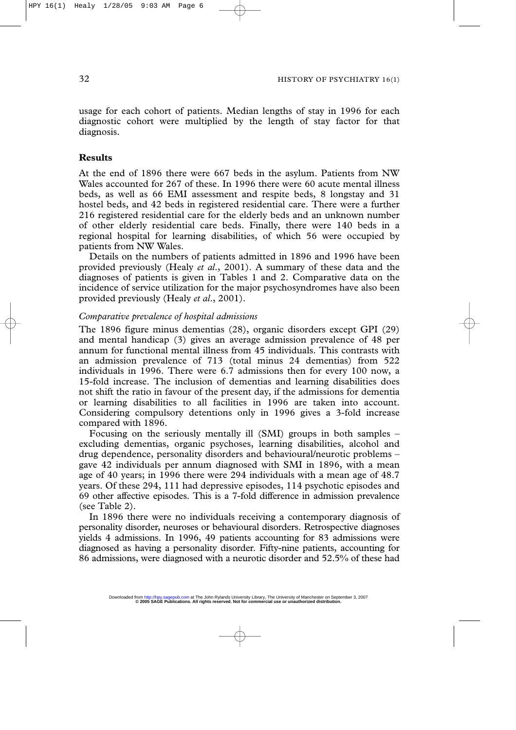usage for each cohort of patients. Median lengths of stay in 1996 for each diagnostic cohort were multiplied by the length of stay factor for that diagnosis.

## Results

At the end of 1896 there were 667 beds in the asylum. Patients from NW Wales accounted for 267 of these. In 1996 there were 60 acute mental illness beds, as well as 66 EMI assessment and respite beds, 8 longstay and 31 hostel beds, and 42 beds in registered residential care. There were a further 216 registered residential care for the elderly beds and an unknown number of other elderly residential care beds. Finally, there were 140 beds in a regional hospital for learning disabilities, of which 56 were occupied by patients from NW Wales.

Details on the numbers of patients admitted in 1896 and 1996 have been provided previously (Healy *et al.*, 2001). A summary of these data and the diagnoses of patients is given in Tables 1 and 2. Comparative data on the incidence of service utilization for the major psychosyndromes have also been provided previously (Healy *et al.*, 2001).

### *Comparative prevalence of hospital admissions*

The 1896 figure minus dementias (28), organic disorders except GPI (29) and mental handicap (3) gives an average admission prevalence of 48 per annum for functional mental illness from 45 individuals. This contrasts with an admission prevalence of 713 (total minus 24 dementias) from 522 individuals in 1996. There were 6.7 admissions then for every 100 now, a 15-fold increase. The inclusion of dementias and learning disabilities does not shift the ratio in favour of the present day, if the admissions for dementia or learning disabilities to all facilities in 1996 are taken into account. Considering compulsory detentions only in 1996 gives a 3-fold increase compared with 1896.

Focusing on the seriously mentally ill (SMI) groups in both samples – excluding dementias, organic psychoses, learning disabilities, alcohol and drug dependence, personality disorders and behavioural/neurotic problems – gave 42 individuals per annum diagnosed with SMI in 1896, with a mean age of 40 years; in 1996 there were 294 individuals with a mean age of 48.7 years. Of these 294, 111 had depressive episodes, 114 psychotic episodes and 69 other affective episodes. This is a 7-fold difference in admission prevalence (see Table 2).

In 1896 there were no individuals receiving a contemporary diagnosis of personality disorder, neuroses or behavioural disorders. Retrospective diagnoses yields 4 admissions. In 1996, 49 patients accounting for 83 admissions were diagnosed as having a personality disorder. Fifty-nine patients, accounting for 86 admissions, were diagnosed with a neurotic disorder and 52.5% of these had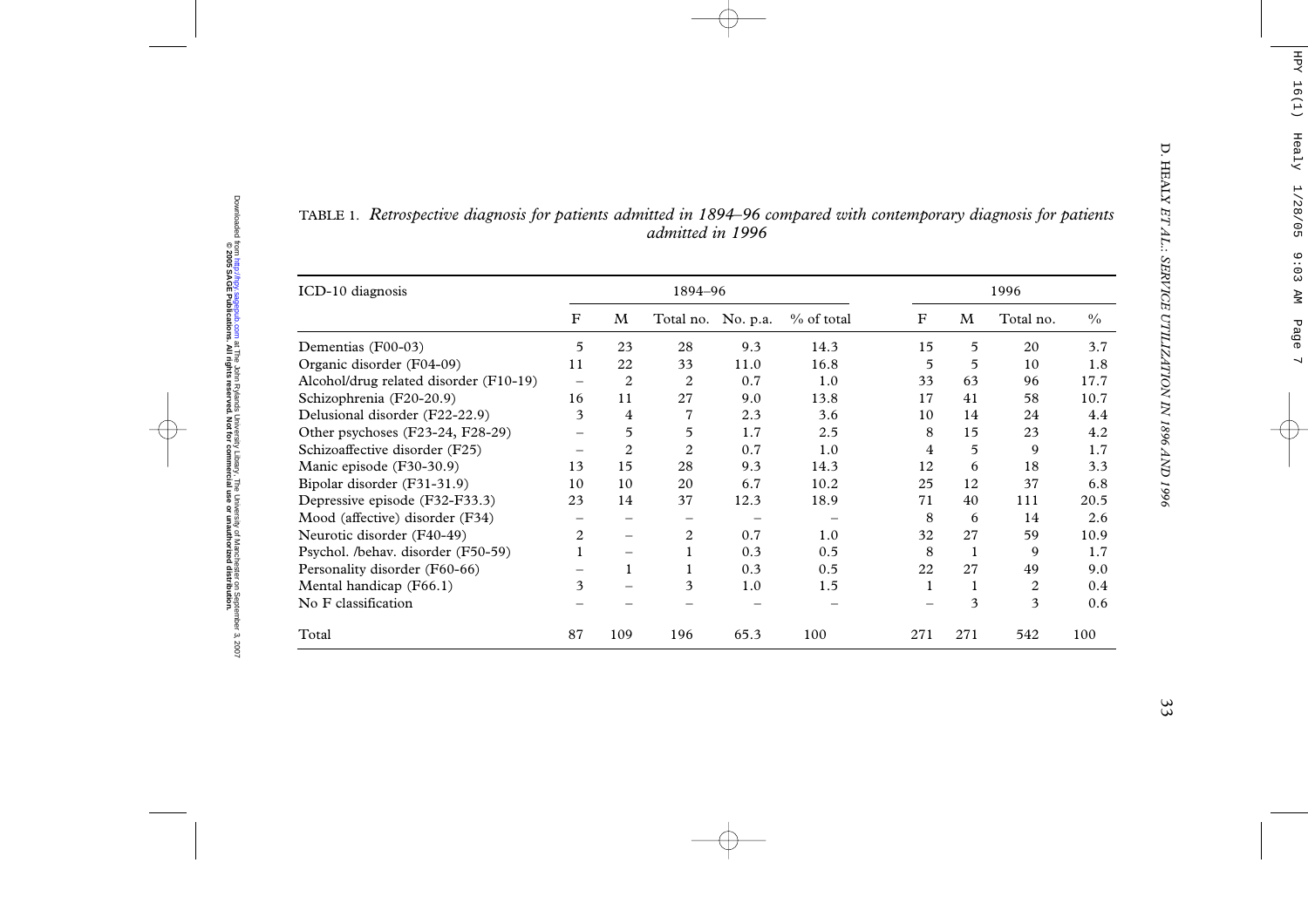TABLE 1. *Retrospective diagnosis for patients admitted in 1894–96 compared with contemporary diagnosis for patients admitted in 1996*

| ICD-10 diagnosis | 1894–96 | | | | | 1996 | | | |
|---|---|---|---|---|---|---|---|---|---|
| | F | M | Total no. | No. p.a. | % of total | F | M | Total no. | % |
| Dementias (F00-03) | 5 | 23 | 28 | 9.3 | 14.3 | 15 | 5 | 20 | 3.7 |
| Organic disorder (F04-09) | 11 | 22 | 33 | 11.0 | 16.8 | 5 | 5 | 10 | 1.8 |
| Alcohol/drug related disorder (F10-19) | – | 2 | 2 | 0.7 | 1.0 | 33 | 63 | 96 | 17.7 |
| Schizophrenia (F20-20.9) | 16 | 11 | 27 | 9.0 | 13.8 | 17 | 41 | 58 | 10.7 |
| Delusional disorder (F22-22.9) | 3 | 4 | 7 | 2.3 | 3.6 | 10 | 14 | 24 | 4.4 |
| Other psychoses (F23-24, F28-29) | – | 5 | 5 | 1.7 | 2.5 | 8 | 15 | 23 | 4.2 |
| Schizoaffective disorder (F25) | – | 2 | 2 | 0.7 | 1.0 | 4 | 5 | 9 | 1.7 |
| Manic episode (F30-30.9) | 13 | 15 | 28 | 9.3 | 14.3 | 12 | 6 | 18 | 3.3 |
| Bipolar disorder (F31-31.9) | 10 | 10 | 20 | 6.7 | 10.2 | 25 | 12 | 37 | 6.8 |
| Depressive episode (F32-F33.3) | 23 | 14 | 37 | 12.3 | 18.9 | 71 | 40 | 111 | 20.5 |
| Mood (affective) disorder (F34) | – | – | – | – | – | 8 | 6 | 14 | 2.6 |
| Neurotic disorder (F40-49) | 2 | – | 2 | 0.7 | 1.0 | 32 | 27 | 59 | 10.9 |
| Psychol. /behav. disorder (F50-59) | 1 | – | 1 | 0.3 | 0.5 | 8 | 1 | 9 | 1.7 |
| Personality disorder (F60-66) | – | 1 | 1 | 0.3 | 0.5 | 22 | 27 | 49 | 9.0 |
| Mental handicap (F66.1) | 3 | – | 3 | 1.0 | 1.5 | 1 | 1 | 2 | 0.4 |
| No F classification | – | – | – | – | – | – | 3 | 3 | 0.6 |
| Total | 87 | 109 | 196 | 65.3 | 100 | 271 | 271 | 542 | 100 |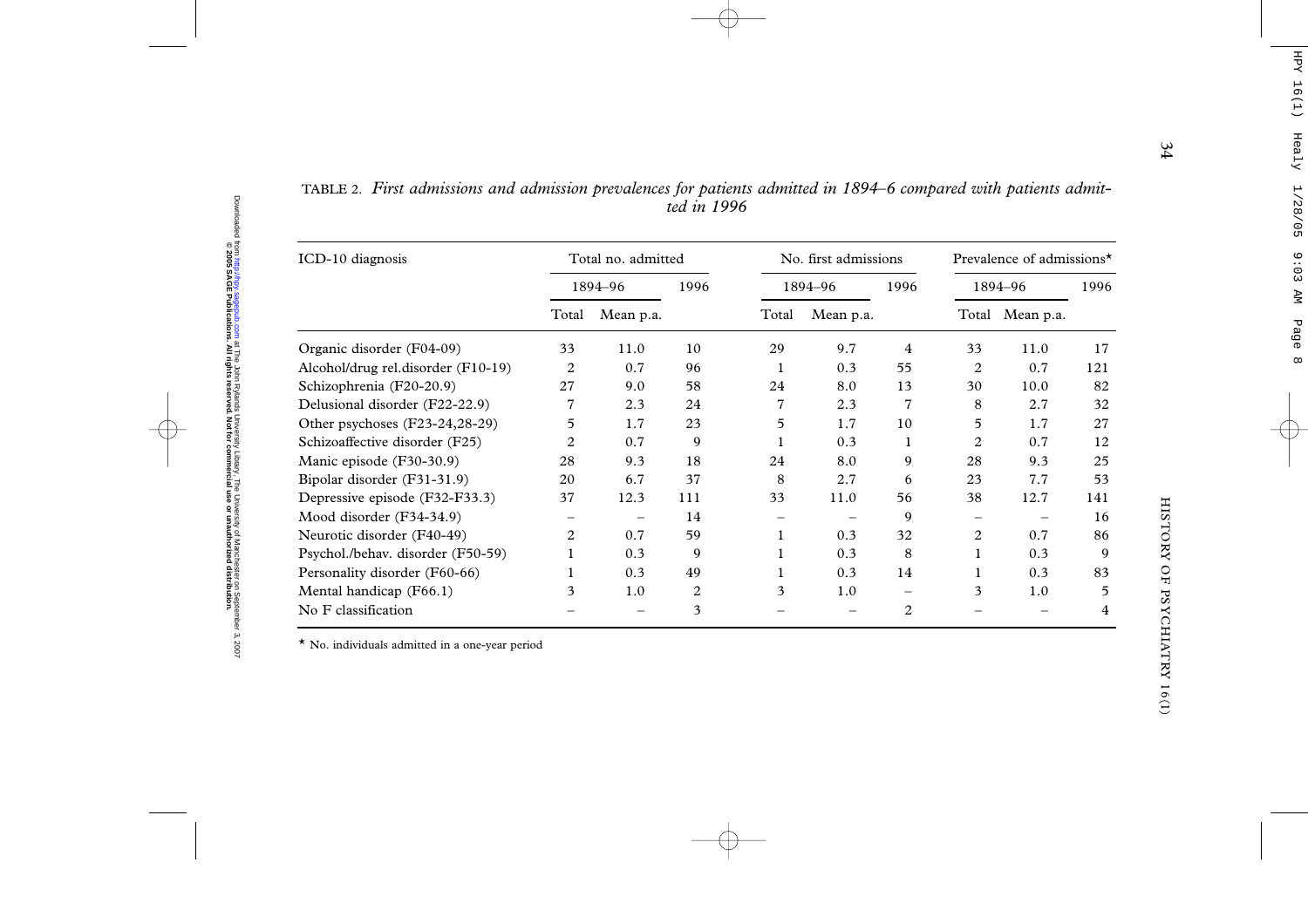TABLE 2. *First admissions and admission prevalences for patients admitted in 1894–6 compared with patients admitted in 1996*

| ICD-10 diagnosis | Total no. admitted | | | No. first admissions | | | Prevalence of admissions* | | |
|---|---|---|---|---|---|---|---|---|---|
| | 1894–96 | | 1996 | 1894–96 | | 1996 | 1894–96 | | 1996 |
| | Total | Mean p.a. | | Total | Mean p.a. | | Total | Mean p.a. | |
| Organic disorder (F04-09) | 33 | 11.0 | 10 | 29 | 9.7 | 4 | 33 | 11.0 | 17 |
| Alcohol/drug rel.disorder (F10-19) | 2 | 0.7 | 96 | 1 | 0.3 | 55 | 2 | 0.7 | 121 |
| Schizophrenia (F20-20.9) | 27 | 9.0 | 58 | 24 | 8.0 | 13 | 30 | 10.0 | 82 |
| Delusional disorder (F22-22.9) | 7 | 2.3 | 24 | 7 | 2.3 | 7 | 8 | 2.7 | 32 |
| Other psychoses (F23-24,28-29) | 5 | 1.7 | 23 | 5 | 1.7 | 10 | 5 | 1.7 | 27 |
| Schizoaffective disorder (F25) | 2 | 0.7 | 9 | 1 | 0.3 | 1 | 2 | 0.7 | 12 |
| Manic episode (F30-30.9) | 28 | 9.3 | 18 | 24 | 8.0 | 9 | 28 | 9.3 | 25 |
| Bipolar disorder (F31-31.9) | 20 | 6.7 | 37 | 8 | 2.7 | 6 | 23 | 7.7 | 53 |
| Depressive episode (F32-F33.3) | 37 | 12.3 | 111 | 33 | 11.0 | 56 | 38 | 12.7 | 141 |
| Mood disorder (F34-34.9) | – | – | 14 | – | – | 9 | – | – | 16 |
| Neurotic disorder (F40-49) | 2 | 0.7 | 59 | 1 | 0.3 | 32 | 2 | 0.7 | 86 |
| Psychol./behav. disorder (F50-59) | 1 | 0.3 | 9 | 1 | 0.3 | 8 | 1 | 0.3 | 9 |
| Personality disorder (F60-66) | 1 | 0.3 | 49 | 1 | 0.3 | 14 | 1 | 0.3 | 83 |
| Mental handicap (F66.1) | 3 | 1.0 | 2 | 3 | 1.0 | – | 3 | 1.0 | 5 |
| No F classification | – | – | 3 | – | – | 2 | – | – | 4 |

* No. individuals admitted in a one-year period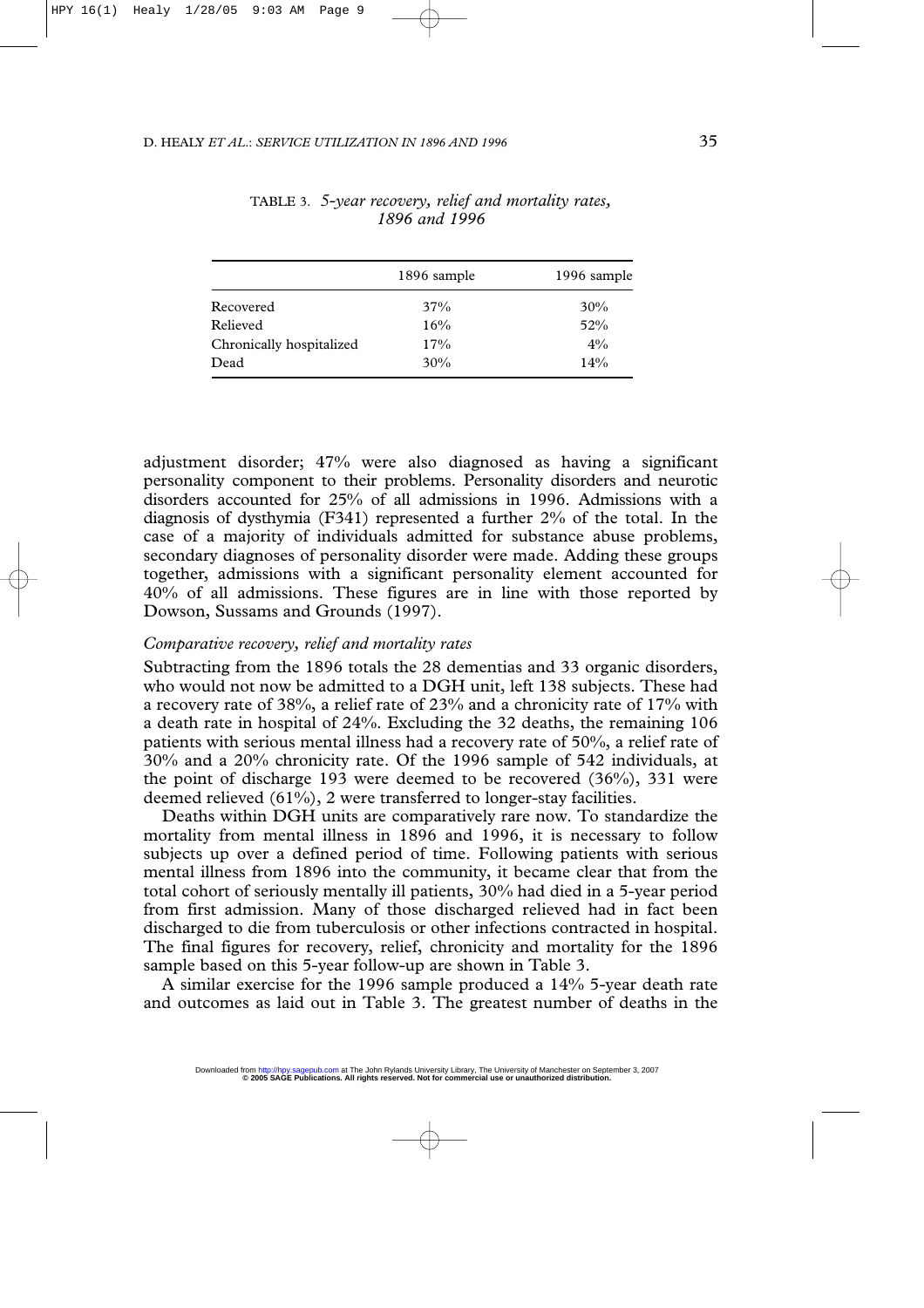TABLE 3. *5-year recovery, relief and mortality rates, 1896 and 1996*

| | 1896 sample | 1996 sample |
|---|---|---|
| Recovered | 37% | 30% |
| Relieved | 16% | 52% |
| Chronically hospitalized | 17% | 4% |
| Dead | 30% | 14% |

adjustment disorder; 47% were also diagnosed as having a significant personality component to their problems. Personality disorders and neurotic disorders accounted for 25% of all admissions in 1996. Admissions with a diagnosis of dysthymia (F341) represented a further 2% of the total. In the case of a majority of individuals admitted for substance abuse problems, secondary diagnoses of personality disorder were made. Adding these groups together, admissions with a significant personality element accounted for 40% of all admissions. These figures are in line with those reported by Dowson, Sussams and Grounds (1997).

*Comparative recovery, relief and mortality rates*

Subtracting from the 1896 totals the 28 dementias and 33 organic disorders, who would not now be admitted to a DGH unit, left 138 subjects. These had a recovery rate of 38%, a relief rate of 23% and a chronicity rate of 17% with a death rate in hospital of 24%. Excluding the 32 deaths, the remaining 106 patients with serious mental illness had a recovery rate of 50%, a relief rate of 30% and a 20% chronicity rate. Of the 1996 sample of 542 individuals, at the point of discharge 193 were deemed to be recovered (36%), 331 were deemed relieved (61%), 2 were transferred to longer-stay facilities.

Deaths within DGH units are comparatively rare now. To standardize the mortality from mental illness in 1896 and 1996, it is necessary to follow subjects up over a defined period of time. Following patients with serious mental illness from 1896 into the community, it became clear that from the total cohort of seriously mentally ill patients, 30% had died in a 5-year period from first admission. Many of those discharged relieved had in fact been discharged to die from tuberculosis or other infections contracted in hospital. The final figures for recovery, relief, chronicity and mortality for the 1896 sample based on this 5-year follow-up are shown in Table 3.

A similar exercise for the 1996 sample produced a 14% 5-year death rate and outcomes as laid out in Table 3. The greatest number of deaths in the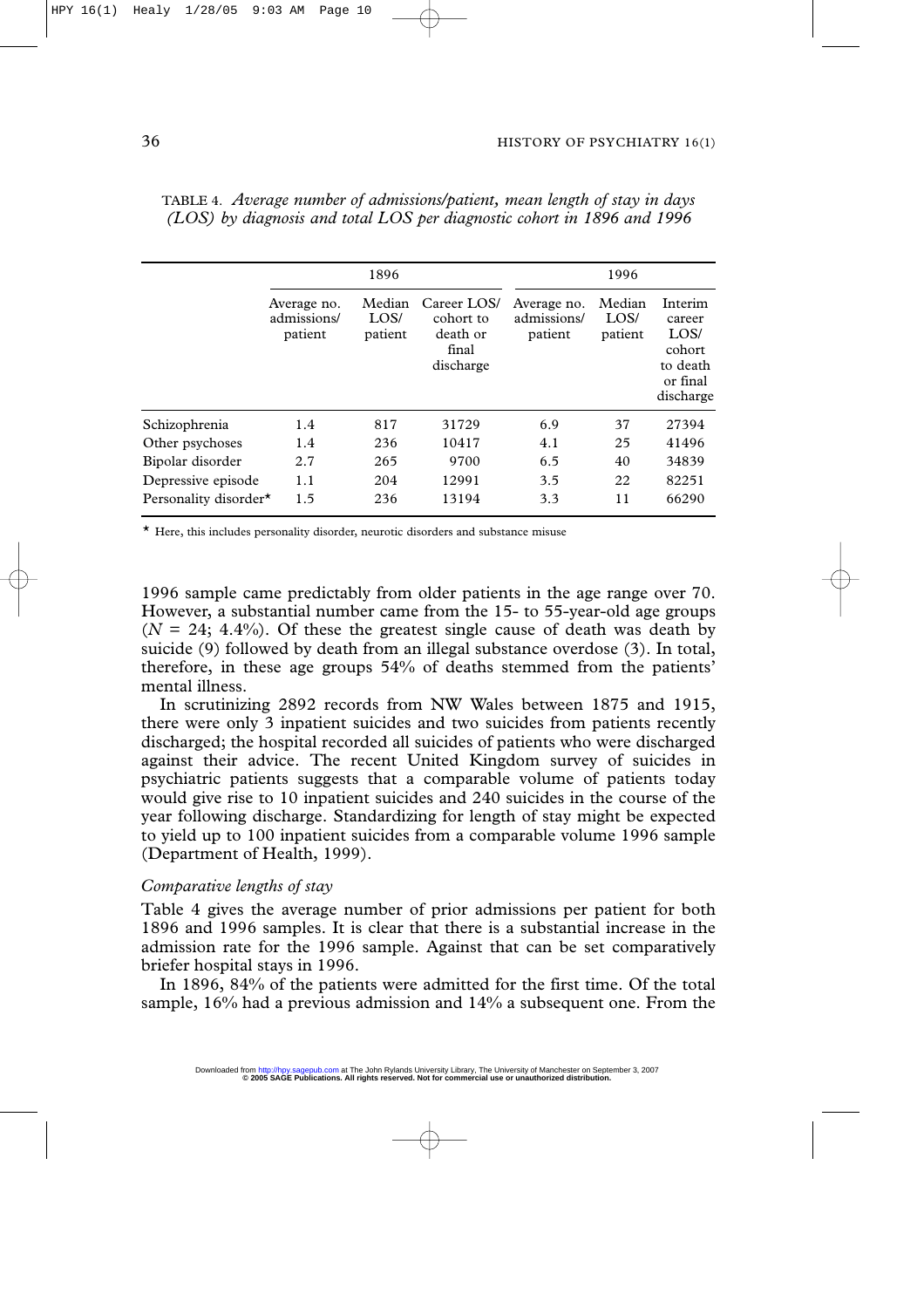TABLE 4. *Average number of admissions/patient, mean length of stay in days (LOS) by diagnosis and total LOS per diagnostic cohort in 1896 and 1996*

| | 1896 | | | 1996 | | |
|---|---|---|---|---|---|---|
| | Average no. admissions/ patient | Median LOS/ patient | Career LOS/ cohort to death or final discharge | Average no. admissions/ patient | Median LOS/ patient | Interim career LOS/ cohort to death or final discharge |
| Schizophrenia | 1.4 | 817 | 31729 | 6.9 | 37 | 27394 |
| Other psychoses | 1.4 | 236 | 10417 | 4.1 | 25 | 41496 |
| Bipolar disorder | 2.7 | 265 | 9700 | 6.5 | 40 | 34839 |
| Depressive episode | 1.1 | 204 | 12991 | 3.5 | 22 | 82251 |
| Personality disorder* | 1.5 | 236 | 13194 | 3.3 | 11 | 66290 |

\* Here, this includes personality disorder, neurotic disorders and substance misuse

1996 sample came predictably from older patients in the age range over 70. However, a substantial number came from the 15- to 55-year-old age groups ($N$ = 24; 4.4%). Of these the greatest single cause of death was death by suicide (9) followed by death from an illegal substance overdose (3). In total, therefore, in these age groups 54% of deaths stemmed from the patients' mental illness.

In scrutinizing 2892 records from NW Wales between 1875 and 1915, there were only 3 inpatient suicides and two suicides from patients recently discharged; the hospital recorded all suicides of patients who were discharged against their advice. The recent United Kingdom survey of suicides in psychiatric patients suggests that a comparable volume of patients today would give rise to 10 inpatient suicides and 240 suicides in the course of the year following discharge. Standardizing for length of stay might be expected to yield up to 100 inpatient suicides from a comparable volume 1996 sample (Department of Health, 1999).

*Comparative lengths of stay*

Table 4 gives the average number of prior admissions per patient for both 1896 and 1996 samples. It is clear that there is a substantial increase in the admission rate for the 1996 sample. Against that can be set comparatively briefer hospital stays in 1996.

In 1896, 84% of the patients were admitted for the first time. Of the total sample, 16% had a previous admission and 14% a subsequent one. From the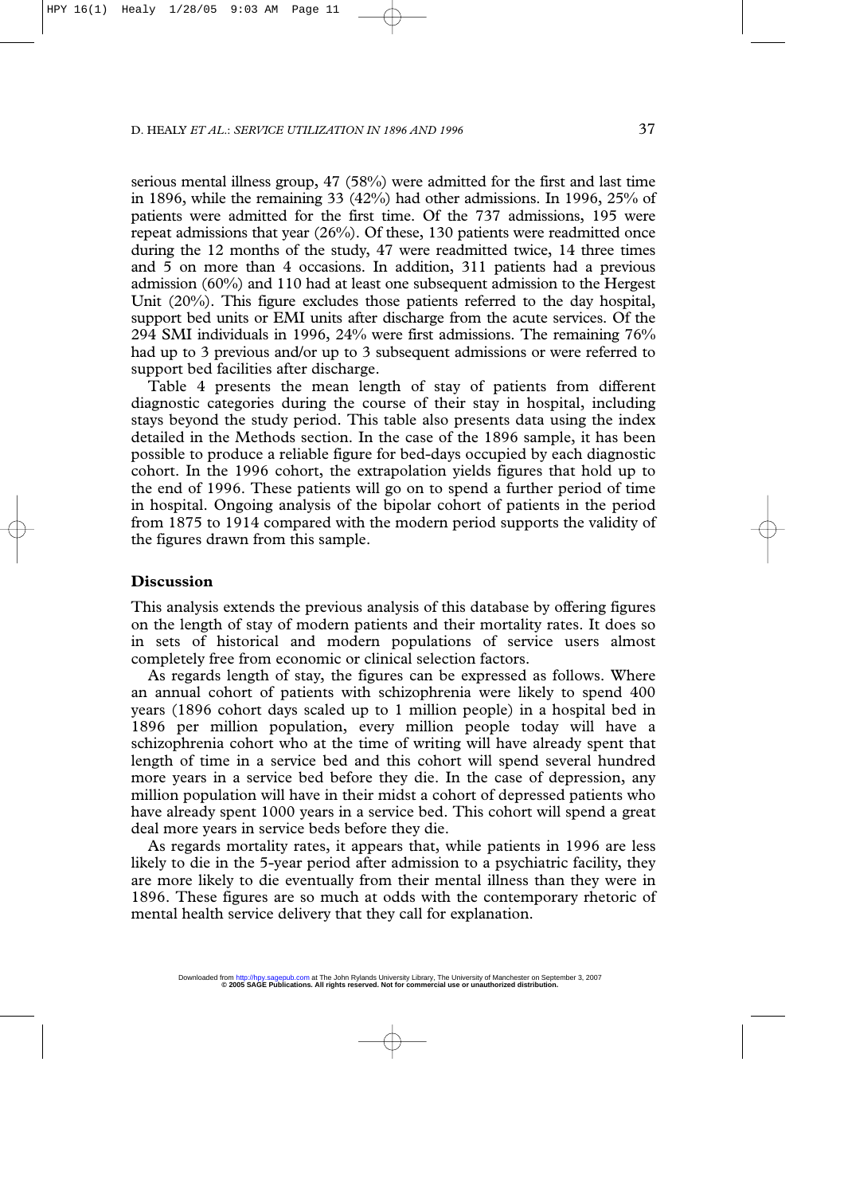serious mental illness group, 47 (58%) were admitted for the first and last time in 1896, while the remaining 33 (42%) had other admissions. In 1996, 25% of patients were admitted for the first time. Of the 737 admissions, 195 were repeat admissions that year (26%). Of these, 130 patients were readmitted once during the 12 months of the study, 47 were readmitted twice, 14 three times and 5 on more than 4 occasions. In addition, 311 patients had a previous admission (60%) and 110 had at least one subsequent admission to the Hergest Unit (20%). This figure excludes those patients referred to the day hospital, support bed units or EMI units after discharge from the acute services. Of the 294 SMI individuals in 1996, 24% were first admissions. The remaining 76% had up to 3 previous and/or up to 3 subsequent admissions or were referred to support bed facilities after discharge.

Table 4 presents the mean length of stay of patients from different diagnostic categories during the course of their stay in hospital, including stays beyond the study period. This table also presents data using the index detailed in the Methods section. In the case of the 1896 sample, it has been possible to produce a reliable figure for bed-days occupied by each diagnostic cohort. In the 1996 cohort, the extrapolation yields figures that hold up to the end of 1996. These patients will go on to spend a further period of time in hospital. Ongoing analysis of the bipolar cohort of patients in the period from 1875 to 1914 compared with the modern period supports the validity of the figures drawn from this sample.

## Discussion

This analysis extends the previous analysis of this database by offering figures on the length of stay of modern patients and their mortality rates. It does so in sets of historical and modern populations of service users almost completely free from economic or clinical selection factors.

As regards length of stay, the figures can be expressed as follows. Where an annual cohort of patients with schizophrenia were likely to spend 400 years (1896 cohort days scaled up to 1 million people) in a hospital bed in 1896 per million population, every million people today will have a schizophrenia cohort who at the time of writing will have already spent that length of time in a service bed and this cohort will spend several hundred more years in a service bed before they die. In the case of depression, any million population will have in their midst a cohort of depressed patients who have already spent 1000 years in a service bed. This cohort will spend a great deal more years in service beds before they die.

As regards mortality rates, it appears that, while patients in 1996 are less likely to die in the 5-year period after admission to a psychiatric facility, they are more likely to die eventually from their mental illness than they were in 1896. These figures are so much at odds with the contemporary rhetoric of mental health service delivery that they call for explanation.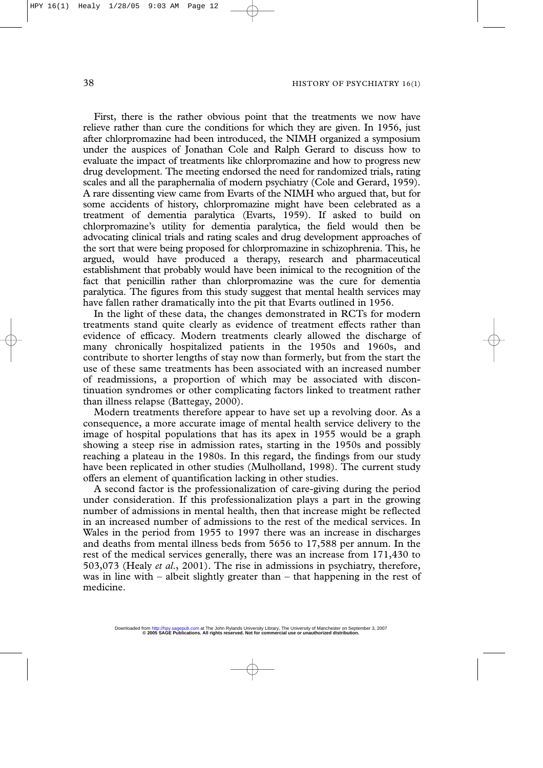First, there is the rather obvious point that the treatments we now have relieve rather than cure the conditions for which they are given. In 1956, just after chlorpromazine had been introduced, the NIMH organized a symposium under the auspices of Jonathan Cole and Ralph Gerard to discuss how to evaluate the impact of treatments like chlorpromazine and how to progress new drug development. The meeting endorsed the need for randomized trials, rating scales and all the paraphernalia of modern psychiatry (Cole and Gerard, 1959). A rare dissenting view came from Evarts of the NIMH who argued that, but for some accidents of history, chlorpromazine might have been celebrated as a treatment of dementia paralytica (Evarts, 1959). If asked to build on chlorpromazine's utility for dementia paralytica, the field would then be advocating clinical trials and rating scales and drug development approaches of the sort that were being proposed for chlorpromazine in schizophrenia. This, he argued, would have produced a therapy, research and pharmaceutical establishment that probably would have been inimical to the recognition of the fact that penicillin rather than chlorpromazine was the cure for dementia paralytica. The figures from this study suggest that mental health services may have fallen rather dramatically into the pit that Evarts outlined in 1956.

In the light of these data, the changes demonstrated in RCTs for modern treatments stand quite clearly as evidence of treatment effects rather than evidence of efficacy. Modern treatments clearly allowed the discharge of many chronically hospitalized patients in the 1950s and 1960s, and contribute to shorter lengths of stay now than formerly, but from the start the use of these same treatments has been associated with an increased number of readmissions, a proportion of which may be associated with discontinuation syndromes or other complicating factors linked to treatment rather than illness relapse (Battegay, 2000).

Modern treatments therefore appear to have set up a revolving door. As a consequence, a more accurate image of mental health service delivery to the image of hospital populations that has its apex in 1955 would be a graph showing a steep rise in admission rates, starting in the 1950s and possibly reaching a plateau in the 1980s. In this regard, the findings from our study have been replicated in other studies (Mulholland, 1998). The current study offers an element of quantification lacking in other studies.

A second factor is the professionalization of care-giving during the period under consideration. If this professionalization plays a part in the growing number of admissions in mental health, then that increase might be reflected in an increased number of admissions to the rest of the medical services. In Wales in the period from 1955 to 1997 there was an increase in discharges and deaths from mental illness beds from 5656 to 17,588 per annum. In the rest of the medical services generally, there was an increase from 171,430 to 503,073 (Healy *et al.*, 2001). The rise in admissions in psychiatry, therefore, was in line with – albeit slightly greater than – that happening in the rest of medicine.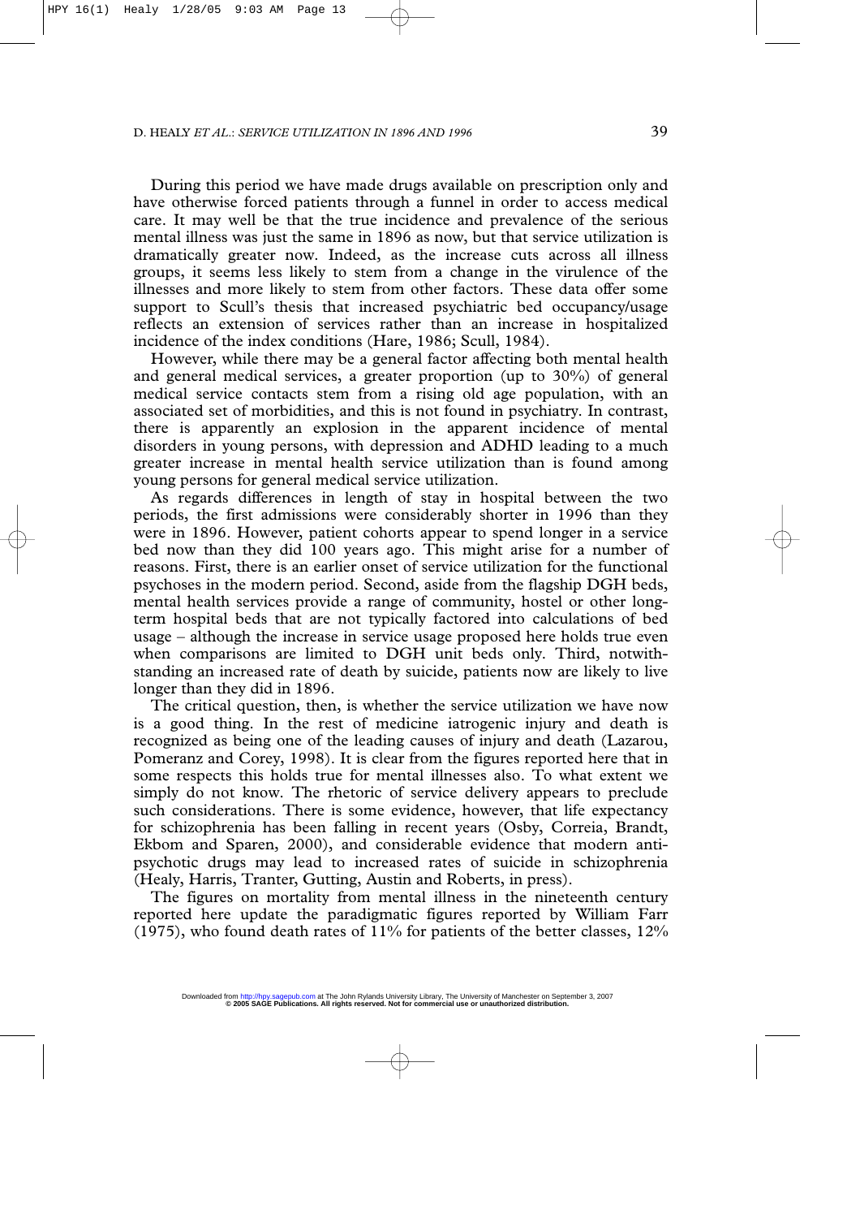During this period we have made drugs available on prescription only and have otherwise forced patients through a funnel in order to access medical care. It may well be that the true incidence and prevalence of the serious mental illness was just the same in 1896 as now, but that service utilization is dramatically greater now. Indeed, as the increase cuts across all illness groups, it seems less likely to stem from a change in the virulence of the illnesses and more likely to stem from other factors. These data offer some support to Scull's thesis that increased psychiatric bed occupancy/usage reflects an extension of services rather than an increase in hospitalized incidence of the index conditions (Hare, 1986; Scull, 1984).

However, while there may be a general factor affecting both mental health and general medical services, a greater proportion (up to 30%) of general medical service contacts stem from a rising old age population, with an associated set of morbidities, and this is not found in psychiatry. In contrast, there is apparently an explosion in the apparent incidence of mental disorders in young persons, with depression and ADHD leading to a much greater increase in mental health service utilization than is found among young persons for general medical service utilization.

As regards differences in length of stay in hospital between the two periods, the first admissions were considerably shorter in 1996 than they were in 1896. However, patient cohorts appear to spend longer in a service bed now than they did 100 years ago. This might arise for a number of reasons. First, there is an earlier onset of service utilization for the functional psychoses in the modern period. Second, aside from the flagship DGH beds, mental health services provide a range of community, hostel or other long-term hospital beds that are not typically factored into calculations of bed usage – although the increase in service usage proposed here holds true even when comparisons are limited to DGH unit beds only. Third, notwithstanding an increased rate of death by suicide, patients now are likely to live longer than they did in 1896.

The critical question, then, is whether the service utilization we have now is a good thing. In the rest of medicine iatrogenic injury and death is recognized as being one of the leading causes of injury and death (Lazarou, Pomeranz and Corey, 1998). It is clear from the figures reported here that in some respects this holds true for mental illnesses also. To what extent we simply do not know. The rhetoric of service delivery appears to preclude such considerations. There is some evidence, however, that life expectancy for schizophrenia has been falling in recent years (Osby, Correia, Brandt, Ekbom and Sparen, 2000), and considerable evidence that modern antipsychotic drugs may lead to increased rates of suicide in schizophrenia (Healy, Harris, Tranter, Gutting, Austin and Roberts, in press).

The figures on mortality from mental illness in the nineteenth century reported here update the paradigmatic figures reported by William Farr (1975), who found death rates of 11% for patients of the better classes, 12%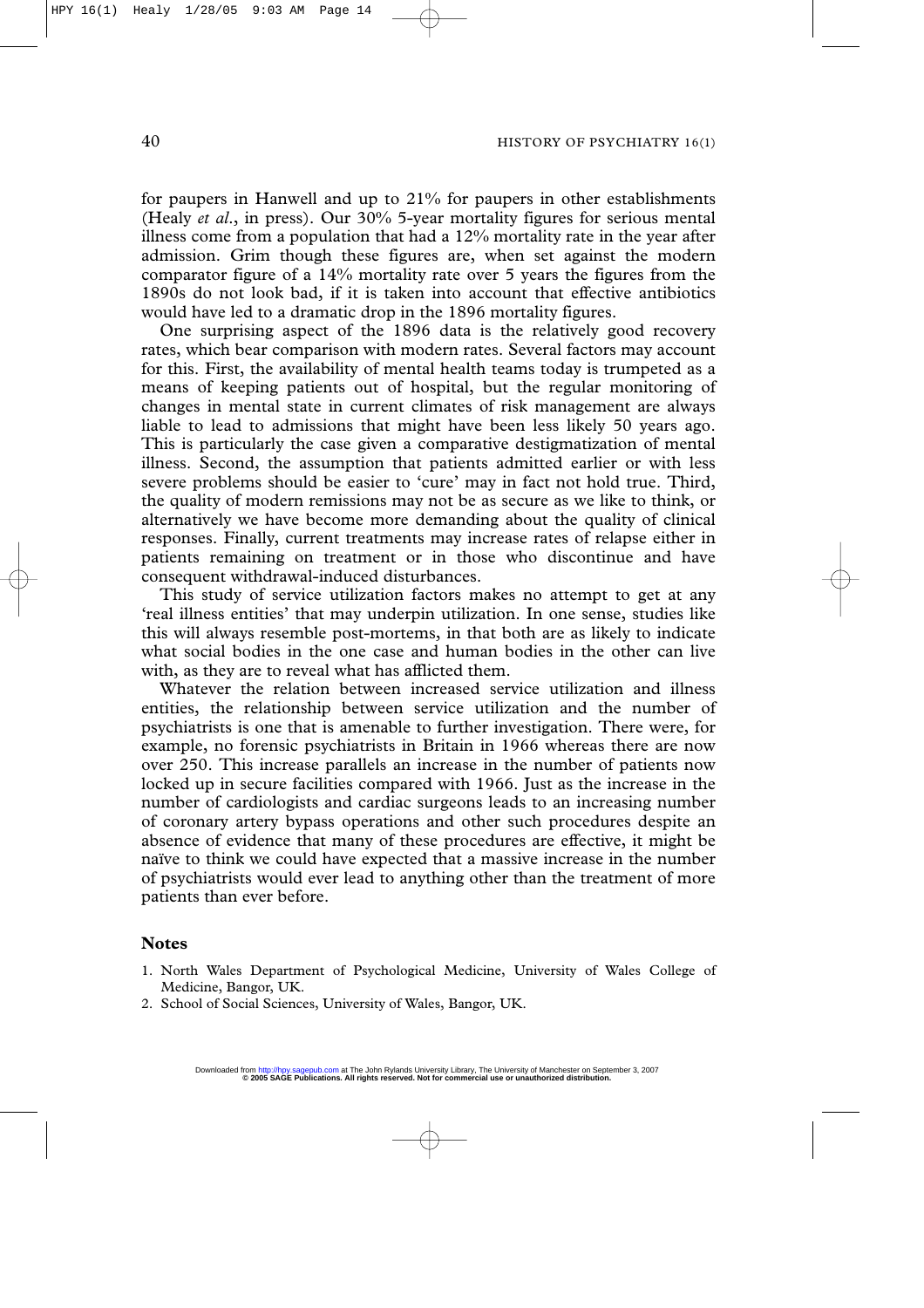for paupers in Hanwell and up to 21% for paupers in other establishments (Healy *et al*., in press). Our 30% 5-year mortality figures for serious mental illness come from a population that had a 12% mortality rate in the year after admission. Grim though these figures are, when set against the modern comparator figure of a 14% mortality rate over 5 years the figures from the 1890s do not look bad, if it is taken into account that effective antibiotics would have led to a dramatic drop in the 1896 mortality figures.

One surprising aspect of the 1896 data is the relatively good recovery rates, which bear comparison with modern rates. Several factors may account for this. First, the availability of mental health teams today is trumpeted as a means of keeping patients out of hospital, but the regular monitoring of changes in mental state in current climates of risk management are always liable to lead to admissions that might have been less likely 50 years ago. This is particularly the case given a comparative destigmatization of mental illness. Second, the assumption that patients admitted earlier or with less severe problems should be easier to 'cure' may in fact not hold true. Third, the quality of modern remissions may not be as secure as we like to think, or alternatively we have become more demanding about the quality of clinical responses. Finally, current treatments may increase rates of relapse either in patients remaining on treatment or in those who discontinue and have consequent withdrawal-induced disturbances.

This study of service utilization factors makes no attempt to get at any 'real illness entities' that may underpin utilization. In one sense, studies like this will always resemble post-mortems, in that both are as likely to indicate what social bodies in the one case and human bodies in the other can live with, as they are to reveal what has afflicted them.

Whatever the relation between increased service utilization and illness entities, the relationship between service utilization and the number of psychiatrists is one that is amenable to further investigation. There were, for example, no forensic psychiatrists in Britain in 1966 whereas there are now over 250. This increase parallels an increase in the number of patients now locked up in secure facilities compared with 1966. Just as the increase in the number of cardiologists and cardiac surgeons leads to an increasing number of coronary artery bypass operations and other such procedures despite an absence of evidence that many of these procedures are effective, it might be naïve to think we could have expected that a massive increase in the number of psychiatrists would ever lead to anything other than the treatment of more patients than ever before.

## Notes

1. North Wales Department of Psychological Medicine, University of Wales College of Medicine, Bangor, UK.
2. School of Social Sciences, University of Wales, Bangor, UK.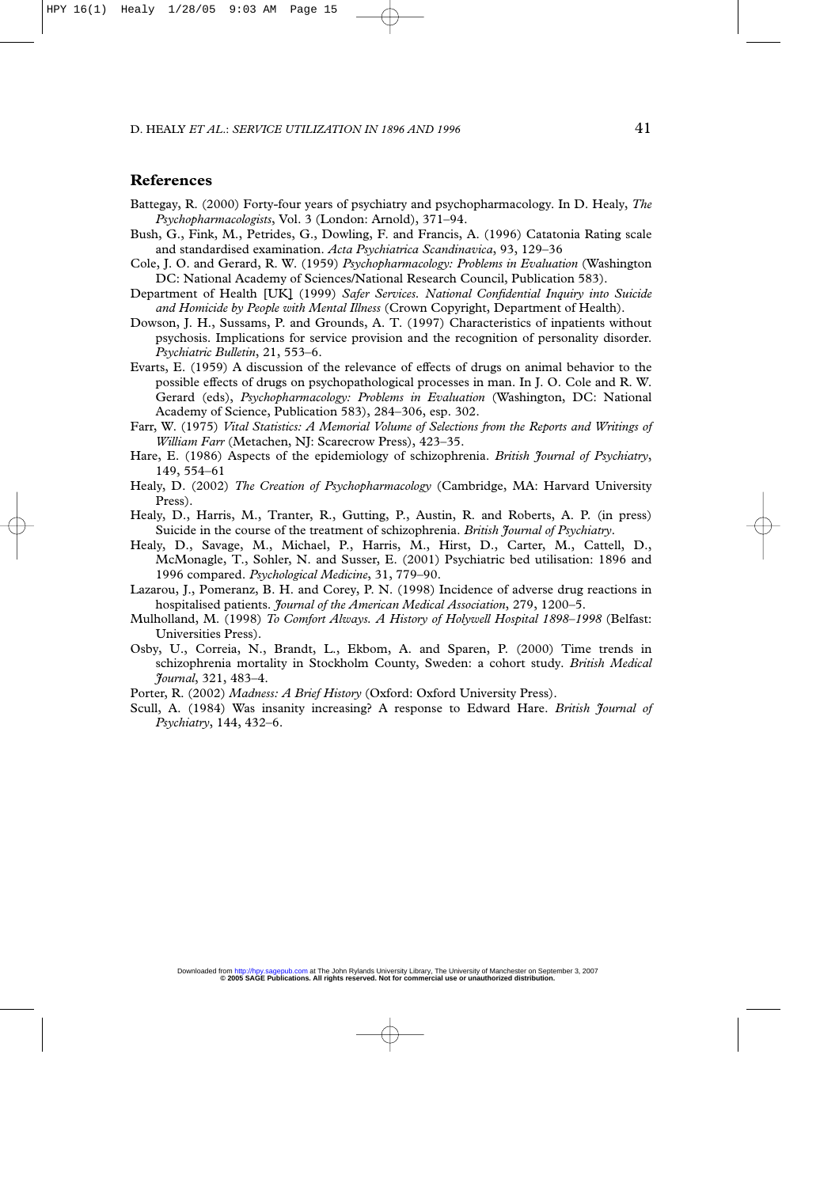## References

Battegay, R. (2000) Forty-four years of psychiatry and psychopharmacology. In D. Healy, *The Psychopharmacologists*, Vol. 3 (London: Arnold), 371–94.

Bush, G., Fink, M., Petrides, G., Dowling, F. and Francis, A. (1996) Catatonia Rating scale and standardised examination. *Acta Psychiatrica Scandinavica*, 93, 129–36

Cole, J. O. and Gerard, R. W. (1959) *Psychopharmacology: Problems in Evaluation* (Washington DC: National Academy of Sciences/National Research Council, Publication 583).

Department of Health [UK] (1999) *Safer Services. National Confidential Inquiry into Suicide and Homicide by People with Mental Illness* (Crown Copyright, Department of Health).

Dowson, J. H., Sussams, P. and Grounds, A. T. (1997) Characteristics of inpatients without psychosis. Implications for service provision and the recognition of personality disorder. *Psychiatric Bulletin*, 21, 553–6.

Evarts, E. (1959) A discussion of the relevance of effects of drugs on animal behavior to the possible effects of drugs on psychopathological processes in man. In J. O. Cole and R. W. Gerard (eds), *Psychopharmacology: Problems in Evaluation* (Washington, DC: National Academy of Science, Publication 583), 284–306, esp. 302.

Farr, W. (1975) *Vital Statistics: A Memorial Volume of Selections from the Reports and Writings of William Farr* (Metachen, NJ: Scarecrow Press), 423–35.

Hare, E. (1986) Aspects of the epidemiology of schizophrenia. *British Journal of Psychiatry*, 149, 554–61

Healy, D. (2002) *The Creation of Psychopharmacology* (Cambridge, MA: Harvard University Press).

Healy, D., Harris, M., Tranter, R., Gutting, P., Austin, R. and Roberts, A. P. (in press) Suicide in the course of the treatment of schizophrenia. *British Journal of Psychiatry*.

Healy, D., Savage, M., Michael, P., Harris, M., Hirst, D., Carter, M., Cattell, D., McMonagle, T., Sohler, N. and Susser, E. (2001) Psychiatric bed utilisation: 1896 and 1996 compared. *Psychological Medicine*, 31, 779–90.

Lazarou, J., Pomeranz, B. H. and Corey, P. N. (1998) Incidence of adverse drug reactions in hospitalised patients. *Journal of the American Medical Association*, 279, 1200–5.

Mulholland, M. (1998) *To Comfort Always. A History of Holywell Hospital 1898–1998* (Belfast: Universities Press).

Osby, U., Correia, N., Brandt, L., Ekbom, A. and Sparen, P. (2000) Time trends in schizophrenia mortality in Stockholm County, Sweden: a cohort study. *British Medical Journal*, 321, 483–4.

Porter, R. (2002) *Madness: A Brief History* (Oxford: Oxford University Press).

Scull, A. (1984) Was insanity increasing? A response to Edward Hare. *British Journal of Psychiatry*, 144, 432–6.